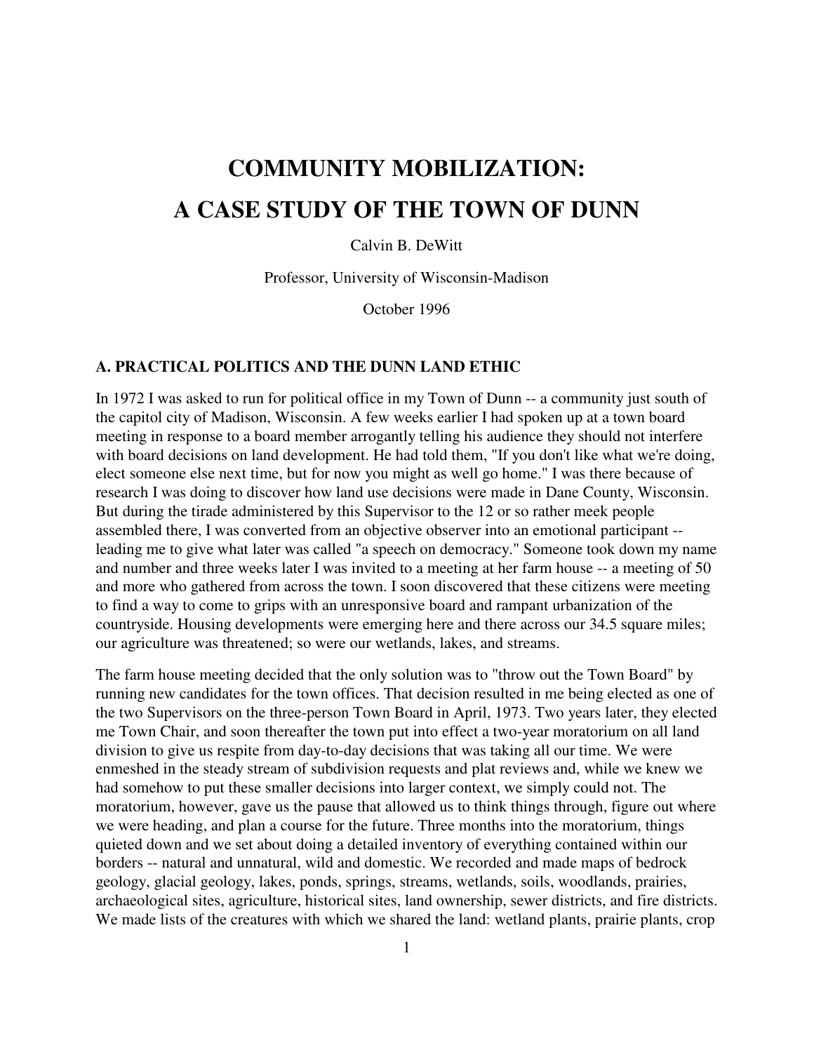# COMMUNITY MOBILIZATION:
# A CASE STUDY OF THE TOWN OF DUNN

Calvin B. DeWitt

Professor, University of Wisconsin-Madison

October 1996

### A. PRACTICAL POLITICS AND THE DUNN LAND ETHIC

In 1972 I was asked to run for political office in my Town of Dunn -- a community just south of the capitol city of Madison, Wisconsin. A few weeks earlier I had spoken up at a town board meeting in response to a board member arrogantly telling his audience they should not interfere with board decisions on land development. He had told them, "If you don't like what we're doing, elect someone else next time, but for now you might as well go home." I was there because of research I was doing to discover how land use decisions were made in Dane County, Wisconsin. But during the tirade administered by this Supervisor to the 12 or so rather meek people assembled there, I was converted from an objective observer into an emotional participant -- leading me to give what later was called "a speech on democracy." Someone took down my name and number and three weeks later I was invited to a meeting at her farm house -- a meeting of 50 and more who gathered from across the town. I soon discovered that these citizens were meeting to find a way to come to grips with an unresponsive board and rampant urbanization of the countryside. Housing developments were emerging here and there across our 34.5 square miles; our agriculture was threatened; so were our wetlands, lakes, and streams.

The farm house meeting decided that the only solution was to "throw out the Town Board" by running new candidates for the town offices. That decision resulted in me being elected as one of the two Supervisors on the three-person Town Board in April, 1973. Two years later, they elected me Town Chair, and soon thereafter the town put into effect a two-year moratorium on all land division to give us respite from day-to-day decisions that was taking all our time. We were enmeshed in the steady stream of subdivision requests and plat reviews and, while we knew we had somehow to put these smaller decisions into larger context, we simply could not. The moratorium, however, gave us the pause that allowed us to think things through, figure out where we were heading, and plan a course for the future. Three months into the moratorium, things quieted down and we set about doing a detailed inventory of everything contained within our borders -- natural and unnatural, wild and domestic. We recorded and made maps of bedrock geology, glacial geology, lakes, ponds, springs, streams, wetlands, soils, woodlands, prairies, archaeological sites, agriculture, historical sites, land ownership, sewer districts, and fire districts. We made lists of the creatures with which we shared the land: wetland plants, prairie plants, crop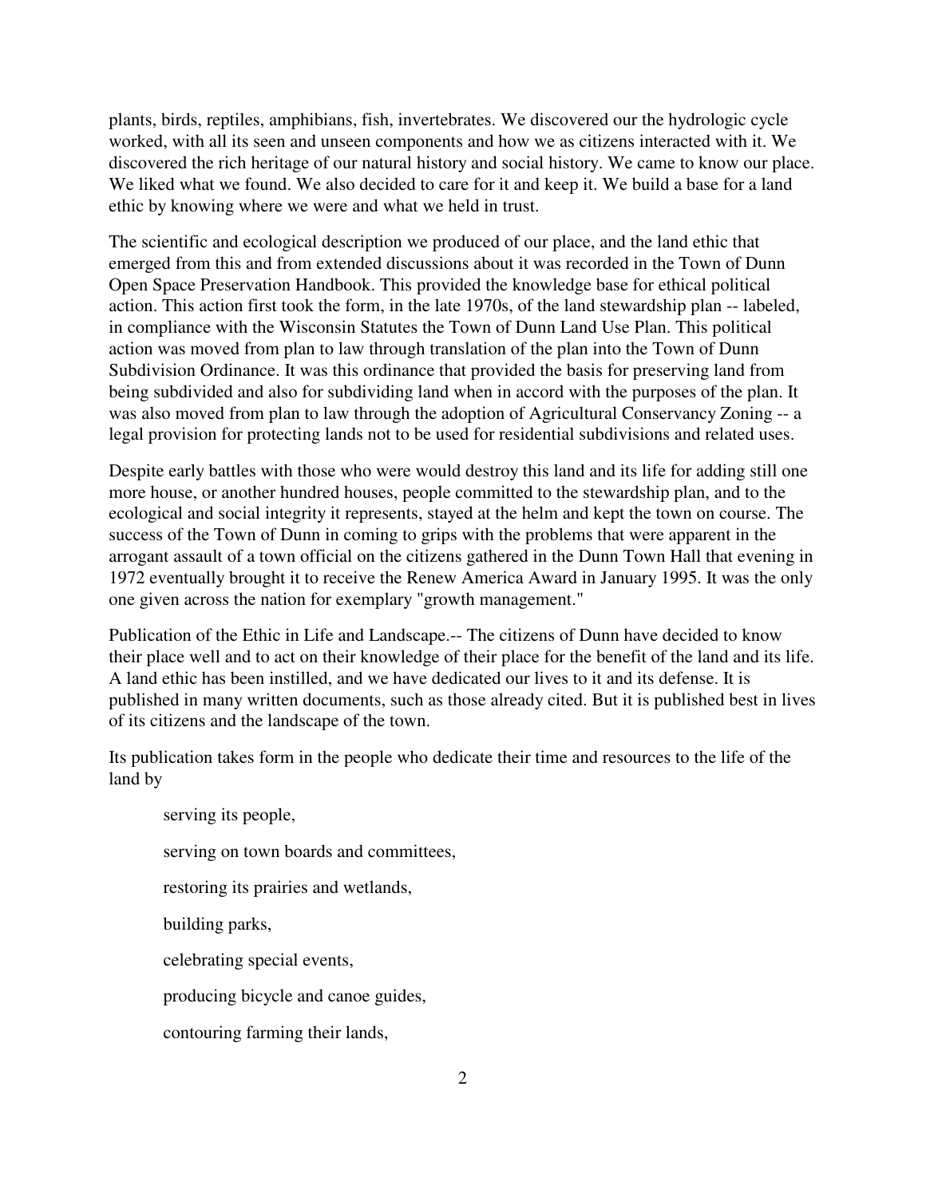plants, birds, reptiles, amphibians, fish, invertebrates. We discovered our the hydrologic cycle worked, with all its seen and unseen components and how we as citizens interacted with it. We discovered the rich heritage of our natural history and social history. We came to know our place. We liked what we found. We also decided to care for it and keep it. We build a base for a land ethic by knowing where we were and what we held in trust.

The scientific and ecological description we produced of our place, and the land ethic that emerged from this and from extended discussions about it was recorded in the Town of Dunn Open Space Preservation Handbook. This provided the knowledge base for ethical political action. This action first took the form, in the late 1970s, of the land stewardship plan -- labeled, in compliance with the Wisconsin Statutes the Town of Dunn Land Use Plan. This political action was moved from plan to law through translation of the plan into the Town of Dunn Subdivision Ordinance. It was this ordinance that provided the basis for preserving land from being subdivided and also for subdividing land when in accord with the purposes of the plan. It was also moved from plan to law through the adoption of Agricultural Conservancy Zoning -- a legal provision for protecting lands not to be used for residential subdivisions and related uses.

Despite early battles with those who were would destroy this land and its life for adding still one more house, or another hundred houses, people committed to the stewardship plan, and to the ecological and social integrity it represents, stayed at the helm and kept the town on course. The success of the Town of Dunn in coming to grips with the problems that were apparent in the arrogant assault of a town official on the citizens gathered in the Dunn Town Hall that evening in 1972 eventually brought it to receive the Renew America Award in January 1995. It was the only one given across the nation for exemplary "growth management."

Publication of the Ethic in Life and Landscape.-- The citizens of Dunn have decided to know their place well and to act on their knowledge of their place for the benefit of the land and its life. A land ethic has been instilled, and we have dedicated our lives to it and its defense. It is published in many written documents, such as those already cited. But it is published best in lives of its citizens and the landscape of the town.

Its publication takes form in the people who dedicate their time and resources to the life of the land by

> serving its people,
>
> serving on town boards and committees,
>
> restoring its prairies and wetlands,
>
> building parks,
>
> celebrating special events,
>
> producing bicycle and canoe guides,
>
> contouring farming their lands,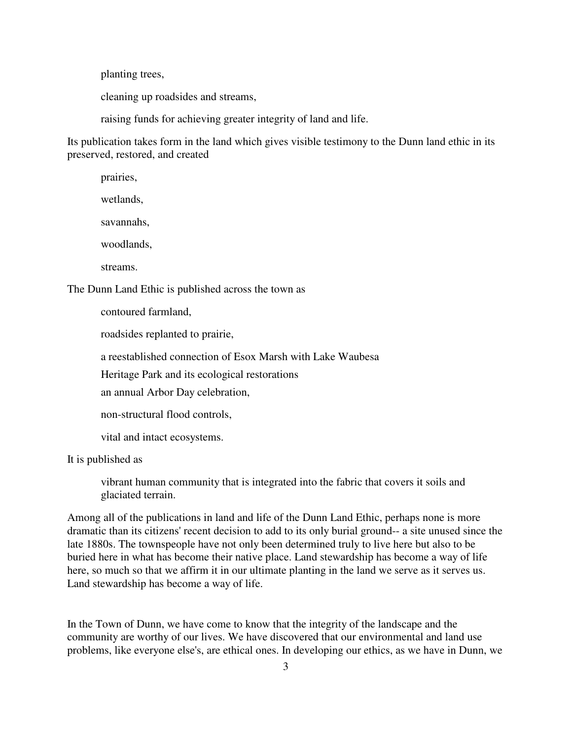planting trees,

cleaning up roadsides and streams,

raising funds for achieving greater integrity of land and life.

Its publication takes form in the land which gives visible testimony to the Dunn land ethic in its preserved, restored, and created

prairies,

wetlands,

savannahs,

woodlands,

streams.

The Dunn Land Ethic is published across the town as

contoured farmland,

roadsides replanted to prairie,

a reestablished connection of Esox Marsh with Lake Waubesa

Heritage Park and its ecological restorations

an annual Arbor Day celebration,

non-structural flood controls,

vital and intact ecosystems.

It is published as

vibrant human community that is integrated into the fabric that covers it soils and glaciated terrain.

Among all of the publications in land and life of the Dunn Land Ethic, perhaps none is more dramatic than its citizens' recent decision to add to its only burial ground-- a site unused since the late 1880s. The townspeople have not only been determined truly to live here but also to be buried here in what has become their native place. Land stewardship has become a way of life here, so much so that we affirm it in our ultimate planting in the land we serve as it serves us. Land stewardship has become a way of life.

In the Town of Dunn, we have come to know that the integrity of the landscape and the community are worthy of our lives. We have discovered that our environmental and land use problems, like everyone else's, are ethical ones. In developing our ethics, as we have in Dunn, we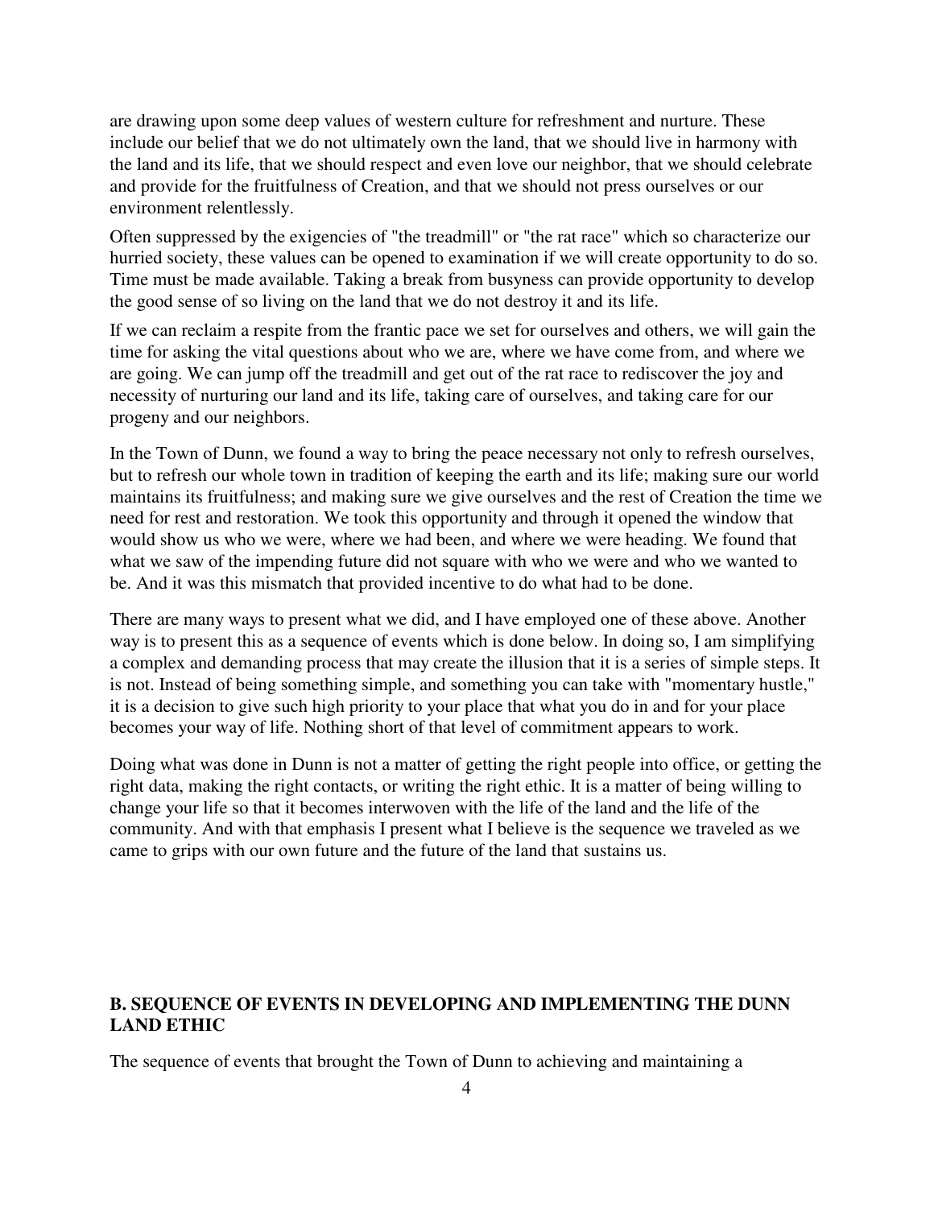are drawing upon some deep values of western culture for refreshment and nurture. These include our belief that we do not ultimately own the land, that we should live in harmony with the land and its life, that we should respect and even love our neighbor, that we should celebrate and provide for the fruitfulness of Creation, and that we should not press ourselves or our environment relentlessly.

Often suppressed by the exigencies of "the treadmill" or "the rat race" which so characterize our hurried society, these values can be opened to examination if we will create opportunity to do so. Time must be made available. Taking a break from busyness can provide opportunity to develop the good sense of so living on the land that we do not destroy it and its life.

If we can reclaim a respite from the frantic pace we set for ourselves and others, we will gain the time for asking the vital questions about who we are, where we have come from, and where we are going. We can jump off the treadmill and get out of the rat race to rediscover the joy and necessity of nurturing our land and its life, taking care of ourselves, and taking care for our progeny and our neighbors.

In the Town of Dunn, we found a way to bring the peace necessary not only to refresh ourselves, but to refresh our whole town in tradition of keeping the earth and its life; making sure our world maintains its fruitfulness; and making sure we give ourselves and the rest of Creation the time we need for rest and restoration. We took this opportunity and through it opened the window that would show us who we were, where we had been, and where we were heading. We found that what we saw of the impending future did not square with who we were and who we wanted to be. And it was this mismatch that provided incentive to do what had to be done.

There are many ways to present what we did, and I have employed one of these above. Another way is to present this as a sequence of events which is done below. In doing so, I am simplifying a complex and demanding process that may create the illusion that it is a series of simple steps. It is not. Instead of being something simple, and something you can take with "momentary hustle," it is a decision to give such high priority to your place that what you do in and for your place becomes your way of life. Nothing short of that level of commitment appears to work.

Doing what was done in Dunn is not a matter of getting the right people into office, or getting the right data, making the right contacts, or writing the right ethic. It is a matter of being willing to change your life so that it becomes interwoven with the life of the land and the life of the community. And with that emphasis I present what I believe is the sequence we traveled as we came to grips with our own future and the future of the land that sustains us.

## B. SEQUENCE OF EVENTS IN DEVELOPING AND IMPLEMENTING THE DUNN LAND ETHIC

The sequence of events that brought the Town of Dunn to achieving and maintaining a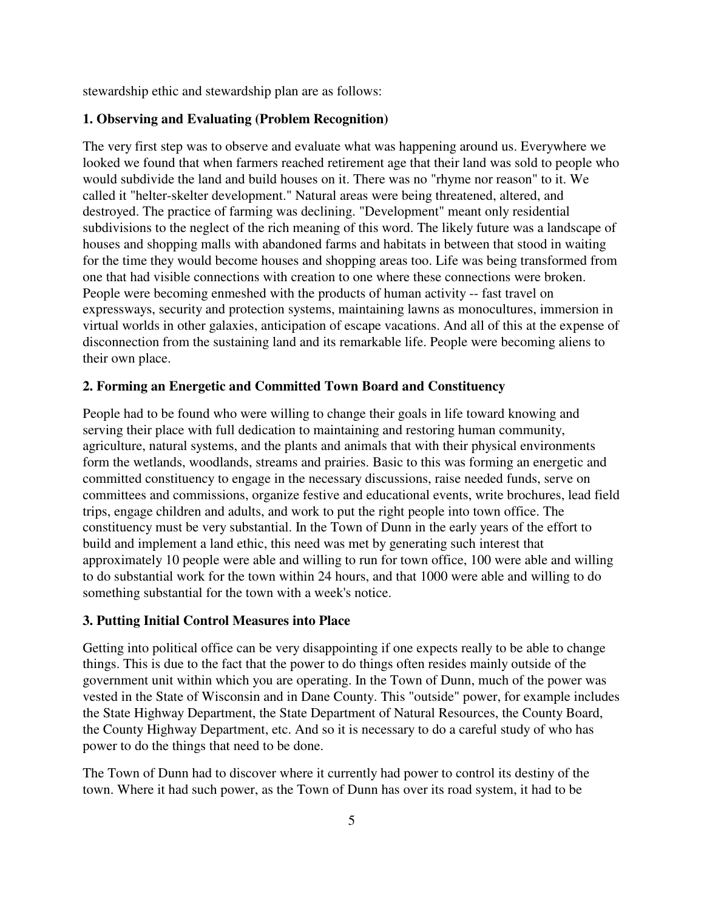stewardship ethic and stewardship plan are as follows:

**1. Observing and Evaluating (Problem Recognition)**

The very first step was to observe and evaluate what was happening around us. Everywhere we looked we found that when farmers reached retirement age that their land was sold to people who would subdivide the land and build houses on it. There was no "rhyme nor reason" to it. We called it "helter-skelter development." Natural areas were being threatened, altered, and destroyed. The practice of farming was declining. "Development" meant only residential subdivisions to the neglect of the rich meaning of this word. The likely future was a landscape of houses and shopping malls with abandoned farms and habitats in between that stood in waiting for the time they would become houses and shopping areas too. Life was being transformed from one that had visible connections with creation to one where these connections were broken. People were becoming enmeshed with the products of human activity -- fast travel on expressways, security and protection systems, maintaining lawns as monocultures, immersion in virtual worlds in other galaxies, anticipation of escape vacations. And all of this at the expense of disconnection from the sustaining land and its remarkable life. People were becoming aliens to their own place.

**2. Forming an Energetic and Committed Town Board and Constituency**

People had to be found who were willing to change their goals in life toward knowing and serving their place with full dedication to maintaining and restoring human community, agriculture, natural systems, and the plants and animals that with their physical environments form the wetlands, woodlands, streams and prairies. Basic to this was forming an energetic and committed constituency to engage in the necessary discussions, raise needed funds, serve on committees and commissions, organize festive and educational events, write brochures, lead field trips, engage children and adults, and work to put the right people into town office. The constituency must be very substantial. In the Town of Dunn in the early years of the effort to build and implement a land ethic, this need was met by generating such interest that approximately 10 people were able and willing to run for town office, 100 were able and willing to do substantial work for the town within 24 hours, and that 1000 were able and willing to do something substantial for the town with a week's notice.

**3. Putting Initial Control Measures into Place**

Getting into political office can be very disappointing if one expects really to be able to change things. This is due to the fact that the power to do things often resides mainly outside of the government unit within which you are operating. In the Town of Dunn, much of the power was vested in the State of Wisconsin and in Dane County. This "outside" power, for example includes the State Highway Department, the State Department of Natural Resources, the County Board, the County Highway Department, etc. And so it is necessary to do a careful study of who has power to do the things that need to be done.

The Town of Dunn had to discover where it currently had power to control its destiny of the town. Where it had such power, as the Town of Dunn has over its road system, it had to be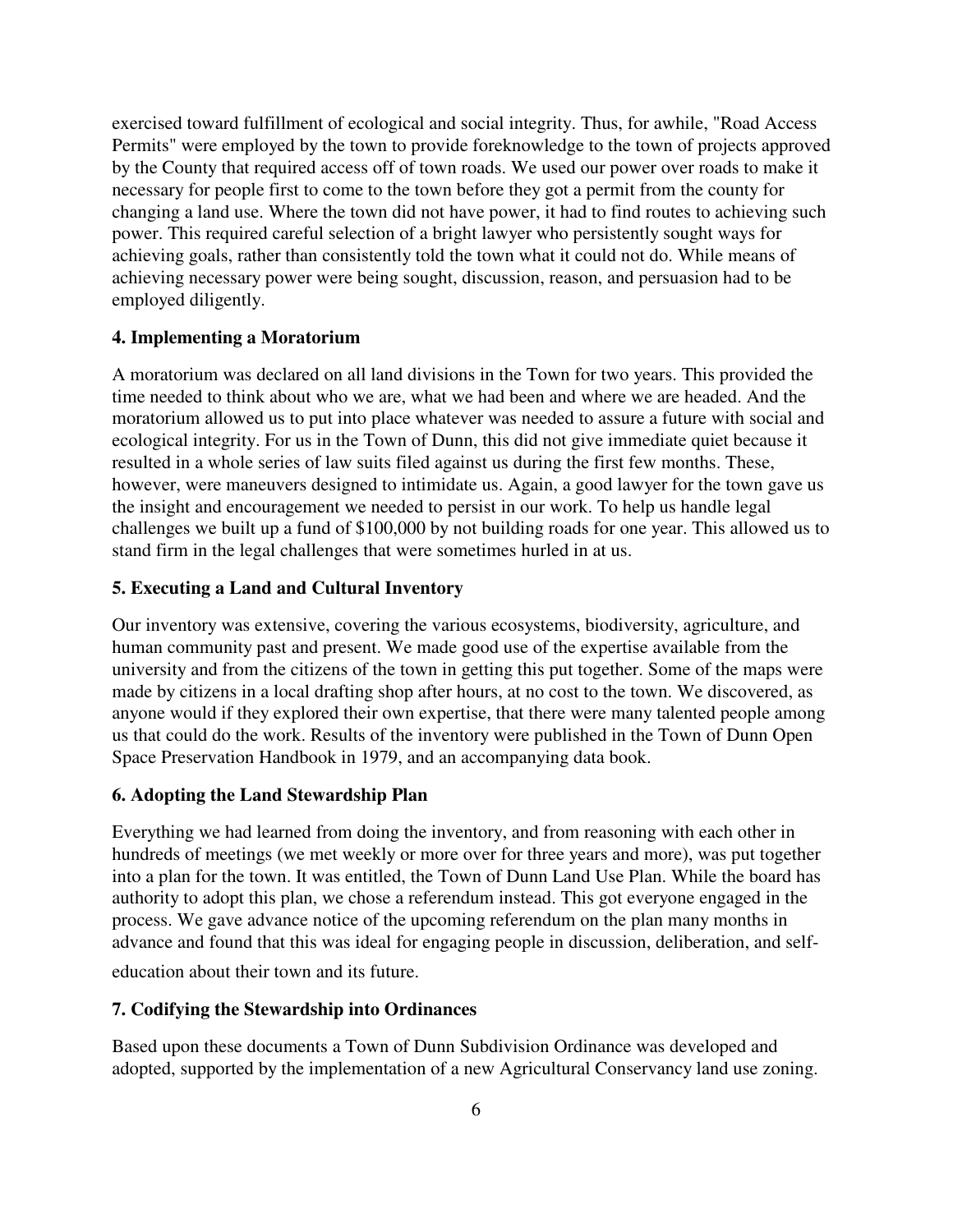exercised toward fulfillment of ecological and social integrity. Thus, for awhile, "Road Access Permits" were employed by the town to provide foreknowledge to the town of projects approved by the County that required access off of town roads. We used our power over roads to make it necessary for people first to come to the town before they got a permit from the county for changing a land use. Where the town did not have power, it had to find routes to achieving such power. This required careful selection of a bright lawyer who persistently sought ways for achieving goals, rather than consistently told the town what it could not do. While means of achieving necessary power were being sought, discussion, reason, and persuasion had to be employed diligently.

**4. Implementing a Moratorium**

A moratorium was declared on all land divisions in the Town for two years. This provided the time needed to think about who we are, what we had been and where we are headed. And the moratorium allowed us to put into place whatever was needed to assure a future with social and ecological integrity. For us in the Town of Dunn, this did not give immediate quiet because it resulted in a whole series of law suits filed against us during the first few months. These, however, were maneuvers designed to intimidate us. Again, a good lawyer for the town gave us the insight and encouragement we needed to persist in our work. To help us handle legal challenges we built up a fund of $100,000 by not building roads for one year. This allowed us to stand firm in the legal challenges that were sometimes hurled in at us.

**5. Executing a Land and Cultural Inventory**

Our inventory was extensive, covering the various ecosystems, biodiversity, agriculture, and human community past and present. We made good use of the expertise available from the university and from the citizens of the town in getting this put together. Some of the maps were made by citizens in a local drafting shop after hours, at no cost to the town. We discovered, as anyone would if they explored their own expertise, that there were many talented people among us that could do the work. Results of the inventory were published in the Town of Dunn Open Space Preservation Handbook in 1979, and an accompanying data book.

**6. Adopting the Land Stewardship Plan**

Everything we had learned from doing the inventory, and from reasoning with each other in hundreds of meetings (we met weekly or more over for three years and more), was put together into a plan for the town. It was entitled, the Town of Dunn Land Use Plan. While the board has authority to adopt this plan, we chose a referendum instead. This got everyone engaged in the process. We gave advance notice of the upcoming referendum on the plan many months in advance and found that this was ideal for engaging people in discussion, deliberation, and self-education about their town and its future.

**7. Codifying the Stewardship into Ordinances**

Based upon these documents a Town of Dunn Subdivision Ordinance was developed and adopted, supported by the implementation of a new Agricultural Conservancy land use zoning.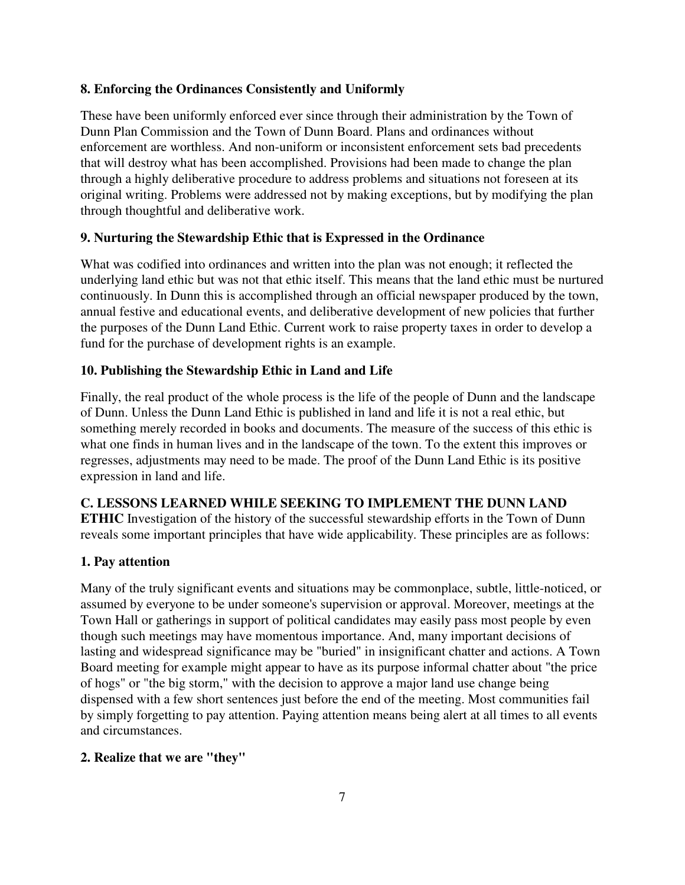**8. Enforcing the Ordinances Consistently and Uniformly**

These have been uniformly enforced ever since through their administration by the Town of Dunn Plan Commission and the Town of Dunn Board. Plans and ordinances without enforcement are worthless. And non-uniform or inconsistent enforcement sets bad precedents that will destroy what has been accomplished. Provisions had been made to change the plan through a highly deliberative procedure to address problems and situations not foreseen at its original writing. Problems were addressed not by making exceptions, but by modifying the plan through thoughtful and deliberative work.

**9. Nurturing the Stewardship Ethic that is Expressed in the Ordinance**

What was codified into ordinances and written into the plan was not enough; it reflected the underlying land ethic but was not that ethic itself. This means that the land ethic must be nurtured continuously. In Dunn this is accomplished through an official newspaper produced by the town, annual festive and educational events, and deliberative development of new policies that further the purposes of the Dunn Land Ethic. Current work to raise property taxes in order to develop a fund for the purchase of development rights is an example.

**10. Publishing the Stewardship Ethic in Land and Life**

Finally, the real product of the whole process is the life of the people of Dunn and the landscape of Dunn. Unless the Dunn Land Ethic is published in land and life it is not a real ethic, but something merely recorded in books and documents. The measure of the success of this ethic is what one finds in human lives and in the landscape of the town. To the extent this improves or regresses, adjustments may need to be made. The proof of the Dunn Land Ethic is its positive expression in land and life.

**C. LESSONS LEARNED WHILE SEEKING TO IMPLEMENT THE DUNN LAND ETHIC** Investigation of the history of the successful stewardship efforts in the Town of Dunn reveals some important principles that have wide applicability. These principles are as follows:

**1. Pay attention**

Many of the truly significant events and situations may be commonplace, subtle, little-noticed, or assumed by everyone to be under someone's supervision or approval. Moreover, meetings at the Town Hall or gatherings in support of political candidates may easily pass most people by even though such meetings may have momentous importance. And, many important decisions of lasting and widespread significance may be "buried" in insignificant chatter and actions. A Town Board meeting for example might appear to have as its purpose informal chatter about "the price of hogs" or "the big storm," with the decision to approve a major land use change being dispensed with a few short sentences just before the end of the meeting. Most communities fail by simply forgetting to pay attention. Paying attention means being alert at all times to all events and circumstances.

**2. Realize that we are "they"**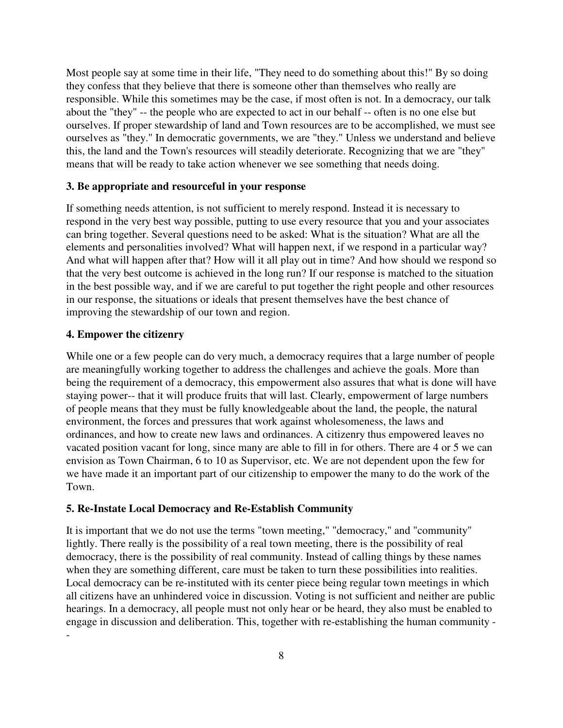Most people say at some time in their life, "They need to do something about this!" By so doing they confess that they believe that there is someone other than themselves who really are responsible. While this sometimes may be the case, if most often is not. In a democracy, our talk about the "they" -- the people who are expected to act in our behalf -- often is no one else but ourselves. If proper stewardship of land and Town resources are to be accomplished, we must see ourselves as "they." In democratic governments, we are "they." Unless we understand and believe this, the land and the Town's resources will steadily deteriorate. Recognizing that we are "they" means that will be ready to take action whenever we see something that needs doing.

**3. Be appropriate and resourceful in your response**

If something needs attention, is not sufficient to merely respond. Instead it is necessary to respond in the very best way possible, putting to use every resource that you and your associates can bring together. Several questions need to be asked: What is the situation? What are all the elements and personalities involved? What will happen next, if we respond in a particular way? And what will happen after that? How will it all play out in time? And how should we respond so that the very best outcome is achieved in the long run? If our response is matched to the situation in the best possible way, and if we are careful to put together the right people and other resources in our response, the situations or ideals that present themselves have the best chance of improving the stewardship of our town and region.

**4. Empower the citizenry**

While one or a few people can do very much, a democracy requires that a large number of people are meaningfully working together to address the challenges and achieve the goals. More than being the requirement of a democracy, this empowerment also assures that what is done will have staying power-- that it will produce fruits that will last. Clearly, empowerment of large numbers of people means that they must be fully knowledgeable about the land, the people, the natural environment, the forces and pressures that work against wholesomeness, the laws and ordinances, and how to create new laws and ordinances. A citizenry thus empowered leaves no vacated position vacant for long, since many are able to fill in for others. There are 4 or 5 we can envision as Town Chairman, 6 to 10 as Supervisor, etc. We are not dependent upon the few for we have made it an important part of our citizenship to empower the many to do the work of the Town.

**5. Re-Instate Local Democracy and Re-Establish Community**

It is important that we do not use the terms "town meeting," "democracy," and "community" lightly. There really is the possibility of a real town meeting, there is the possibility of real democracy, there is the possibility of real community. Instead of calling things by these names when they are something different, care must be taken to turn these possibilities into realities. Local democracy can be re-instituted with its center piece being regular town meetings in which all citizens have an unhindered voice in discussion. Voting is not sufficient and neither are public hearings. In a democracy, all people must not only hear or be heard, they also must be enabled to engage in discussion and deliberation. This, together with re-establishing the human community --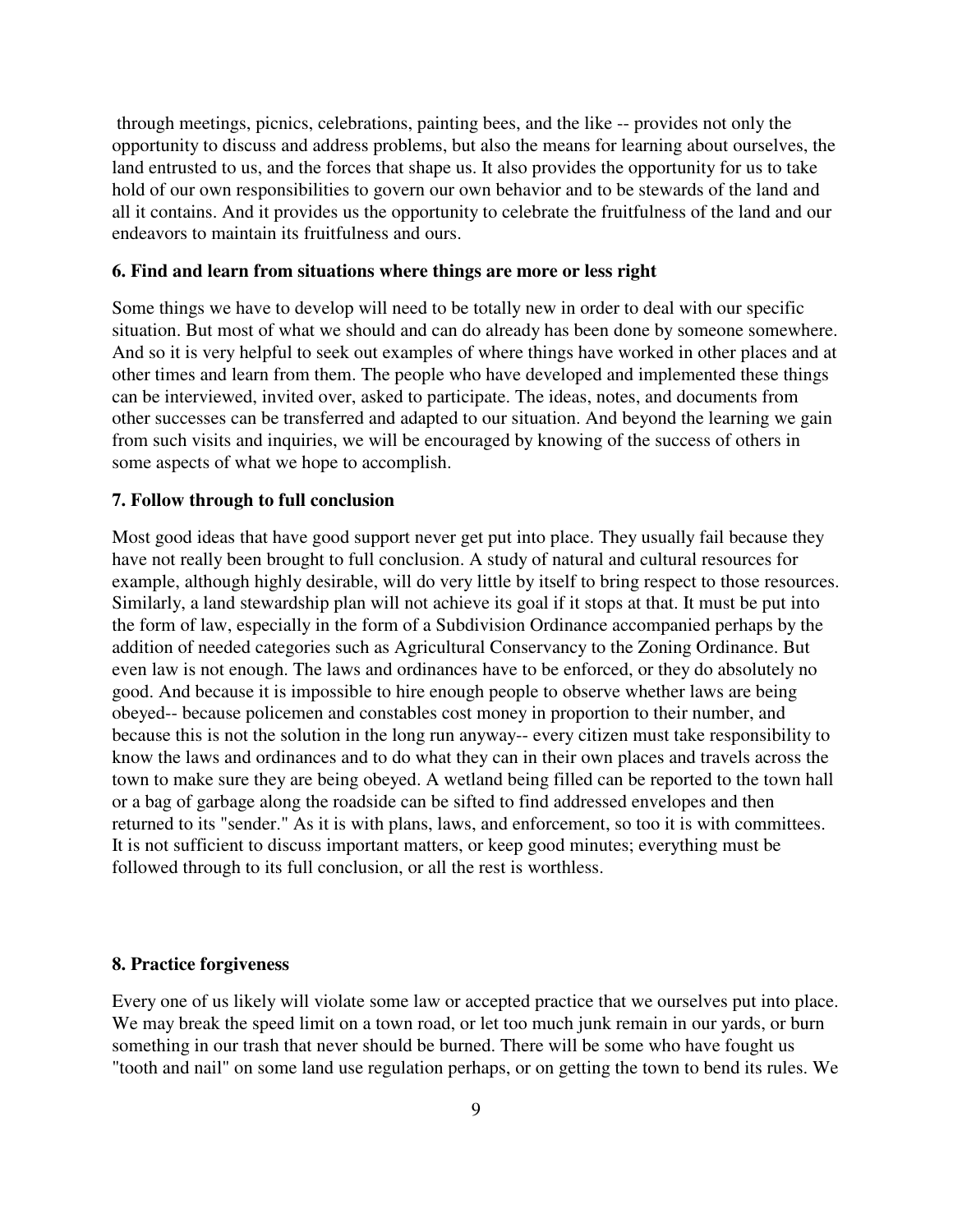through meetings, picnics, celebrations, painting bees, and the like -- provides not only the opportunity to discuss and address problems, but also the means for learning about ourselves, the land entrusted to us, and the forces that shape us. It also provides the opportunity for us to take hold of our own responsibilities to govern our own behavior and to be stewards of the land and all it contains. And it provides us the opportunity to celebrate the fruitfulness of the land and our endeavors to maintain its fruitfulness and ours.

**6. Find and learn from situations where things are more or less right**

Some things we have to develop will need to be totally new in order to deal with our specific situation. But most of what we should and can do already has been done by someone somewhere. And so it is very helpful to seek out examples of where things have worked in other places and at other times and learn from them. The people who have developed and implemented these things can be interviewed, invited over, asked to participate. The ideas, notes, and documents from other successes can be transferred and adapted to our situation. And beyond the learning we gain from such visits and inquiries, we will be encouraged by knowing of the success of others in some aspects of what we hope to accomplish.

**7. Follow through to full conclusion**

Most good ideas that have good support never get put into place. They usually fail because they have not really been brought to full conclusion. A study of natural and cultural resources for example, although highly desirable, will do very little by itself to bring respect to those resources. Similarly, a land stewardship plan will not achieve its goal if it stops at that. It must be put into the form of law, especially in the form of a Subdivision Ordinance accompanied perhaps by the addition of needed categories such as Agricultural Conservancy to the Zoning Ordinance. But even law is not enough. The laws and ordinances have to be enforced, or they do absolutely no good. And because it is impossible to hire enough people to observe whether laws are being obeyed-- because policemen and constables cost money in proportion to their number, and because this is not the solution in the long run anyway-- every citizen must take responsibility to know the laws and ordinances and to do what they can in their own places and travels across the town to make sure they are being obeyed. A wetland being filled can be reported to the town hall or a bag of garbage along the roadside can be sifted to find addressed envelopes and then returned to its "sender." As it is with plans, laws, and enforcement, so too it is with committees. It is not sufficient to discuss important matters, or keep good minutes; everything must be followed through to its full conclusion, or all the rest is worthless.

**8. Practice forgiveness**

Every one of us likely will violate some law or accepted practice that we ourselves put into place. We may break the speed limit on a town road, or let too much junk remain in our yards, or burn something in our trash that never should be burned. There will be some who have fought us "tooth and nail" on some land use regulation perhaps, or on getting the town to bend its rules. We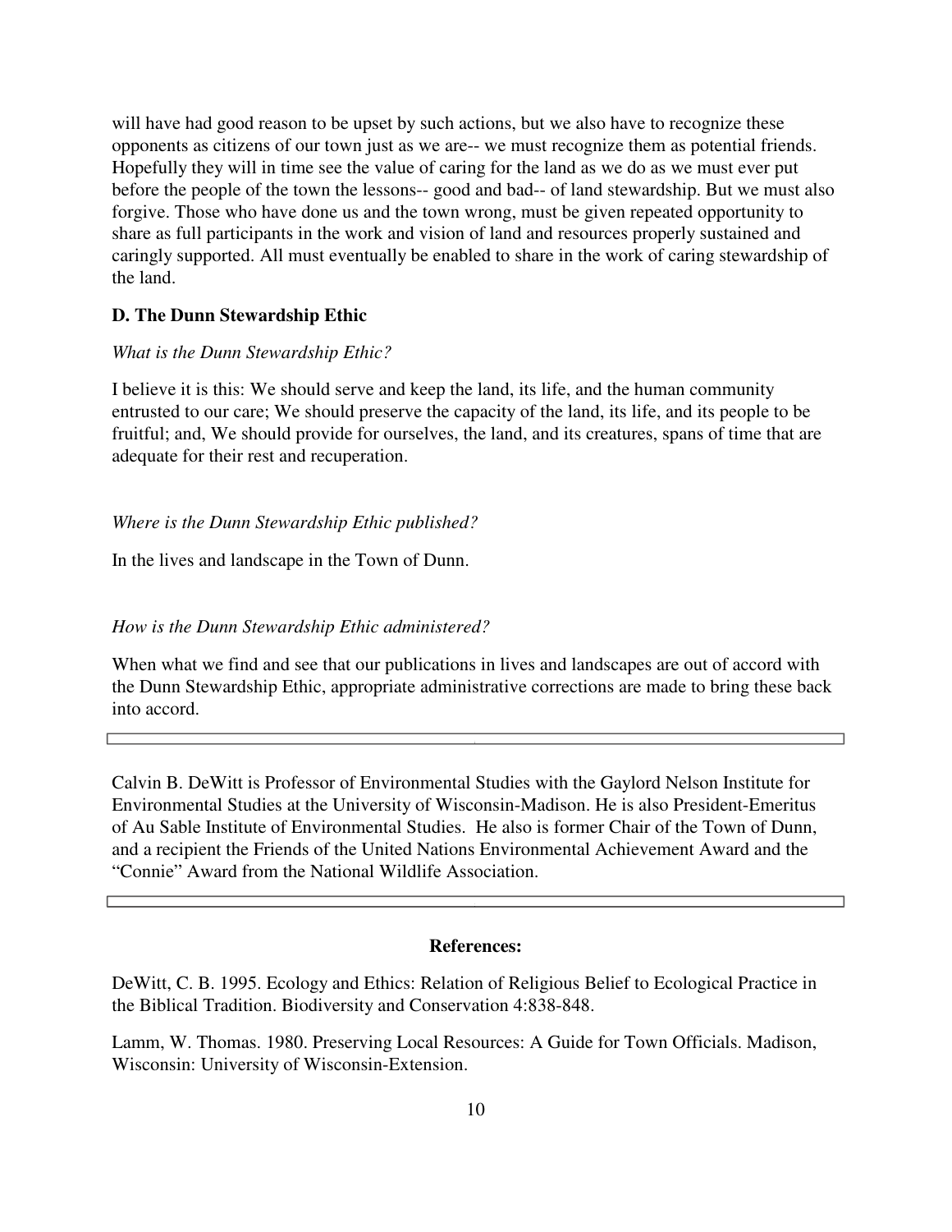will have had good reason to be upset by such actions, but we also have to recognize these opponents as citizens of our town just as we are-- we must recognize them as potential friends. Hopefully they will in time see the value of caring for the land as we do as we must ever put before the people of the town the lessons-- good and bad-- of land stewardship. But we must also forgive. Those who have done us and the town wrong, must be given repeated opportunity to share as full participants in the work and vision of land and resources properly sustained and caringly supported. All must eventually be enabled to share in the work of caring stewardship of the land.

### D. The Dunn Stewardship Ethic

*What is the Dunn Stewardship Ethic?*

I believe it is this: We should serve and keep the land, its life, and the human community entrusted to our care; We should preserve the capacity of the land, its life, and its people to be fruitful; and, We should provide for ourselves, the land, and its creatures, spans of time that are adequate for their rest and recuperation.

*Where is the Dunn Stewardship Ethic published?*

In the lives and landscape in the Town of Dunn.

*How is the Dunn Stewardship Ethic administered?*

When what we find and see that our publications in lives and landscapes are out of accord with the Dunn Stewardship Ethic, appropriate administrative corrections are made to bring these back into accord.

---

Calvin B. DeWitt is Professor of Environmental Studies with the Gaylord Nelson Institute for Environmental Studies at the University of Wisconsin-Madison. He is also President-Emeritus of Au Sable Institute of Environmental Studies. He also is former Chair of the Town of Dunn, and a recipient the Friends of the United Nations Environmental Achievement Award and the "Connie" Award from the National Wildlife Association.

---

### References:

DeWitt, C. B. 1995. Ecology and Ethics: Relation of Religious Belief to Ecological Practice in the Biblical Tradition. Biodiversity and Conservation 4:838-848.

Lamm, W. Thomas. 1980. Preserving Local Resources: A Guide for Town Officials. Madison, Wisconsin: University of Wisconsin-Extension.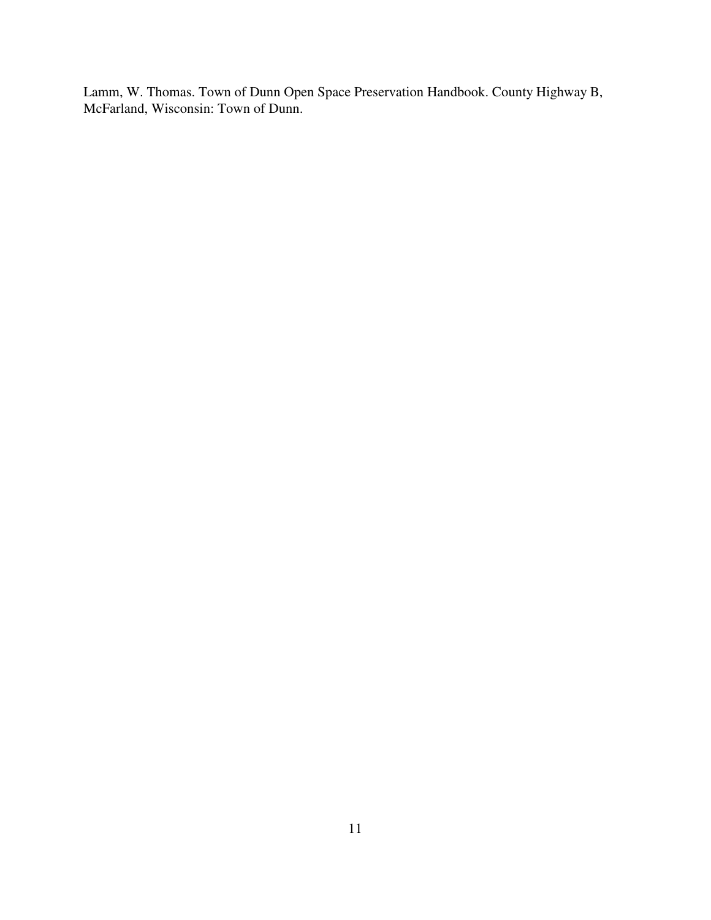Lamm, W. Thomas. Town of Dunn Open Space Preservation Handbook. County Highway B, McFarland, Wisconsin: Town of Dunn.